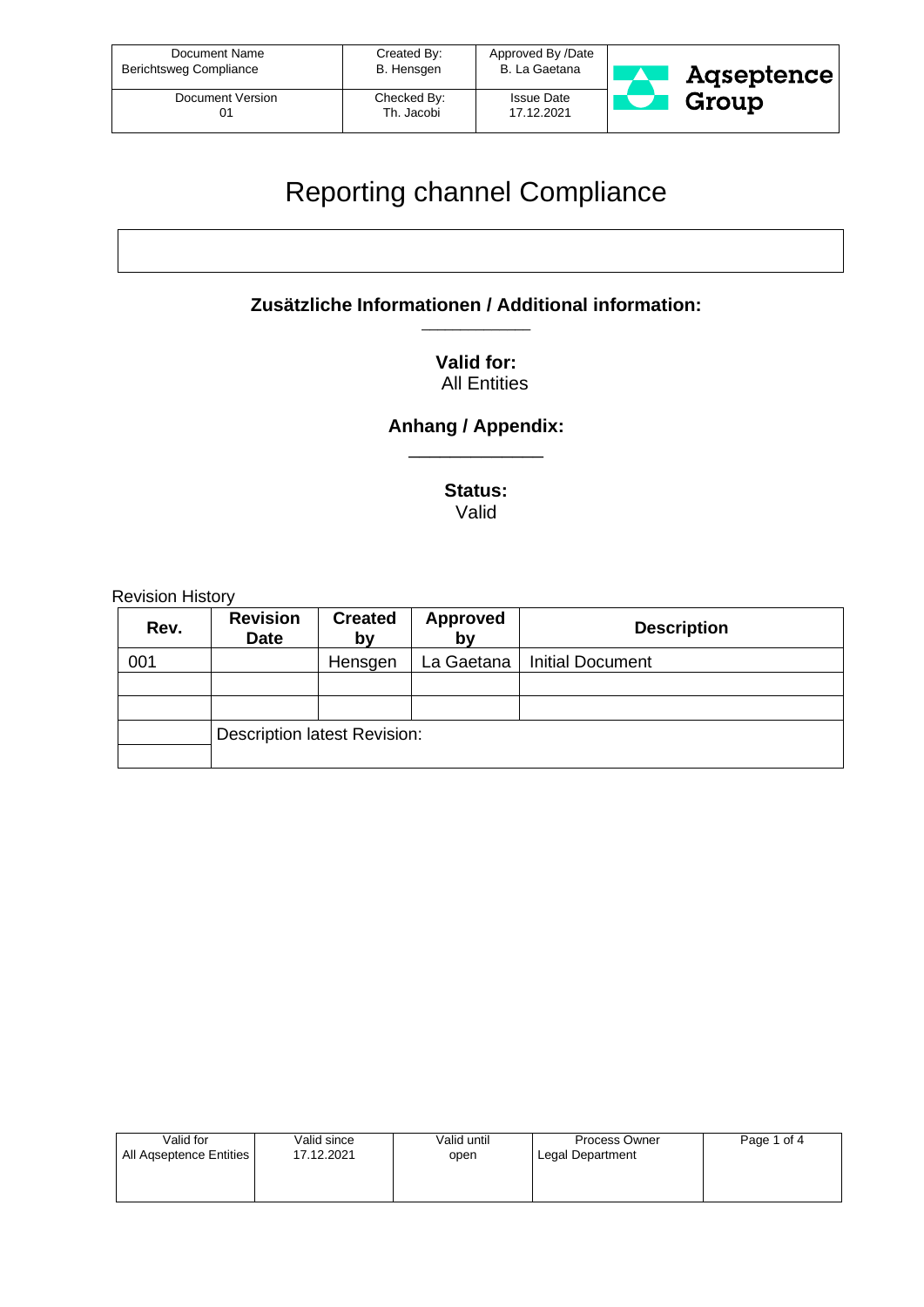| Document Name<br>Berichtsweg Compliance | Created By:<br>B. Hensgen | Approved By /Date<br>B. La Gaetana | Aqseptence Group |
|---|---|---|---|
| Document Version<br>01 | Checked By:<br>Th. Jacobi | Issue Date<br>17.12.2021 | |

# Reporting channel Compliance

**Zusätzliche Informationen / Additional information:**

___________

**Valid for:**
All Entities

**Anhang / Appendix:**

____________

**Status:**
Valid

Revision History

| Rev. | Revision Date | Created by | Approved by | Description |
|---|---|---|---|---|
| 001 | | Hensgen | La Gaetana | Initial Document |
| | | | | |
| | | | | |
| | Description latest Revision: | | | |
| | | | | |

| Valid for | Valid since | Valid until | Process Owner |
|---|---|---|---|
| All Aqseptence Entities | 17.12.2021 | open | Legal Department |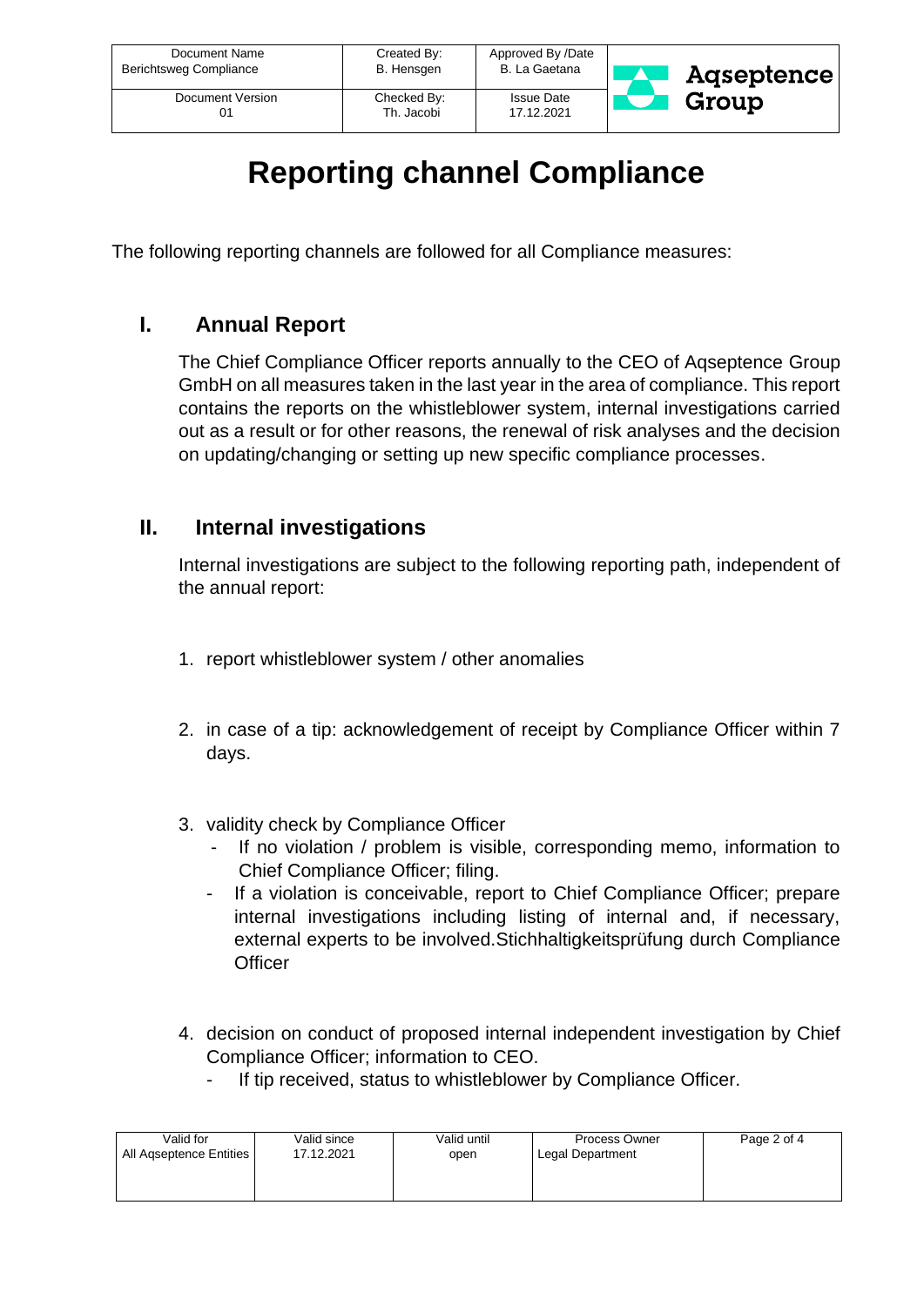# Reporting channel Compliance

The following reporting channels are followed for all Compliance measures:

## I. Annual Report

The Chief Compliance Officer reports annually to the CEO of Aqseptence Group GmbH on all measures taken in the last year in the area of compliance. This report contains the reports on the whistleblower system, internal investigations carried out as a result or for other reasons, the renewal of risk analyses and the decision on updating/changing or setting up new specific compliance processes.

## II. Internal investigations

Internal investigations are subject to the following reporting path, independent of the annual report:

1. report whistleblower system / other anomalies

2. in case of a tip: acknowledgement of receipt by Compliance Officer within 7 days.

3. validity check by Compliance Officer
   - If no violation / problem is visible, corresponding memo, information to Chief Compliance Officer; filing.
   - If a violation is conceivable, report to Chief Compliance Officer; prepare internal investigations including listing of internal and, if necessary, external experts to be involved.Stichhaltigkeitsprüfung durch Compliance Officer

4. decision on conduct of proposed internal independent investigation by Chief Compliance Officer; information to CEO.
   - If tip received, status to whistleblower by Compliance Officer.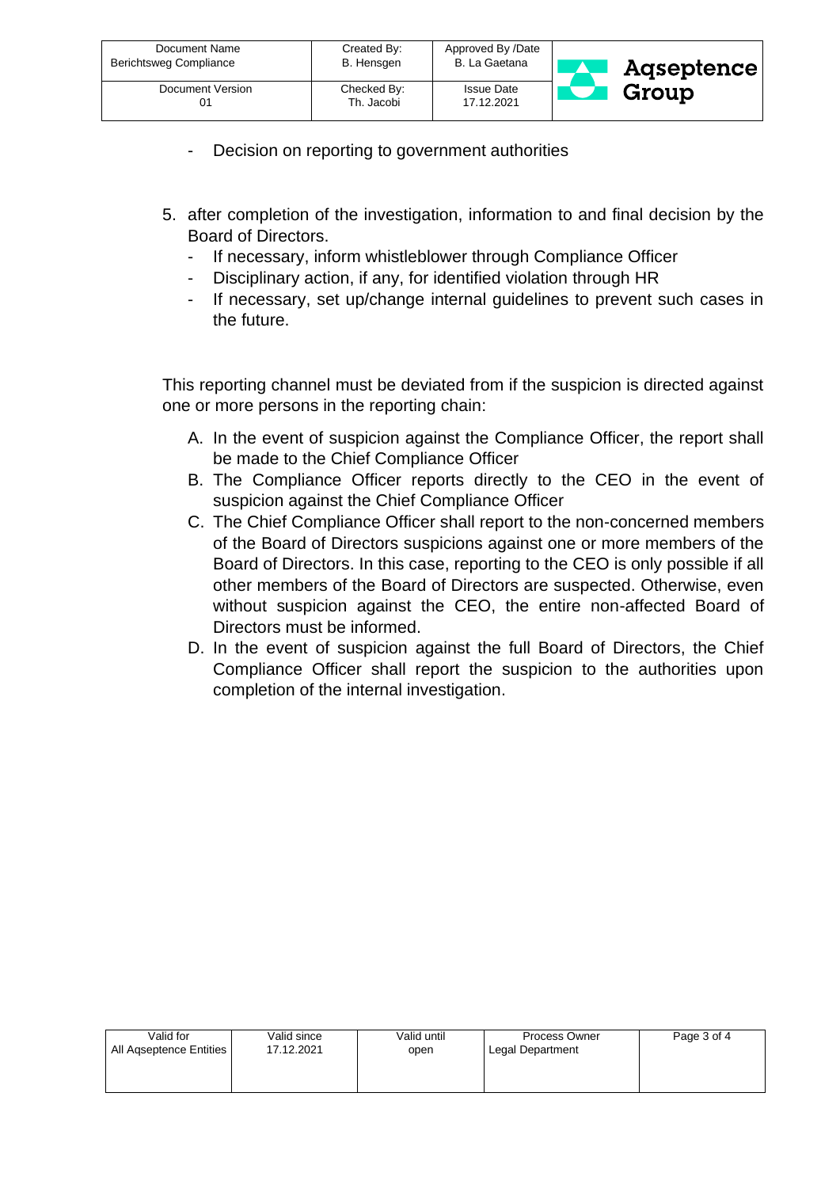- Decision on reporting to government authorities

5. after completion of the investigation, information to and final decision by the Board of Directors.
   - If necessary, inform whistleblower through Compliance Officer
   - Disciplinary action, if any, for identified violation through HR
   - If necessary, set up/change internal guidelines to prevent such cases in the future.

This reporting channel must be deviated from if the suspicion is directed against one or more persons in the reporting chain:

A. In the event of suspicion against the Compliance Officer, the report shall be made to the Chief Compliance Officer
B. The Compliance Officer reports directly to the CEO in the event of suspicion against the Chief Compliance Officer
C. The Chief Compliance Officer shall report to the non-concerned members of the Board of Directors suspicions against one or more members of the Board of Directors. In this case, reporting to the CEO is only possible if all other members of the Board of Directors are suspected. Otherwise, even without suspicion against the CEO, the entire non-affected Board of Directors must be informed.
D. In the event of suspicion against the full Board of Directors, the Chief Compliance Officer shall report the suspicion to the authorities upon completion of the internal investigation.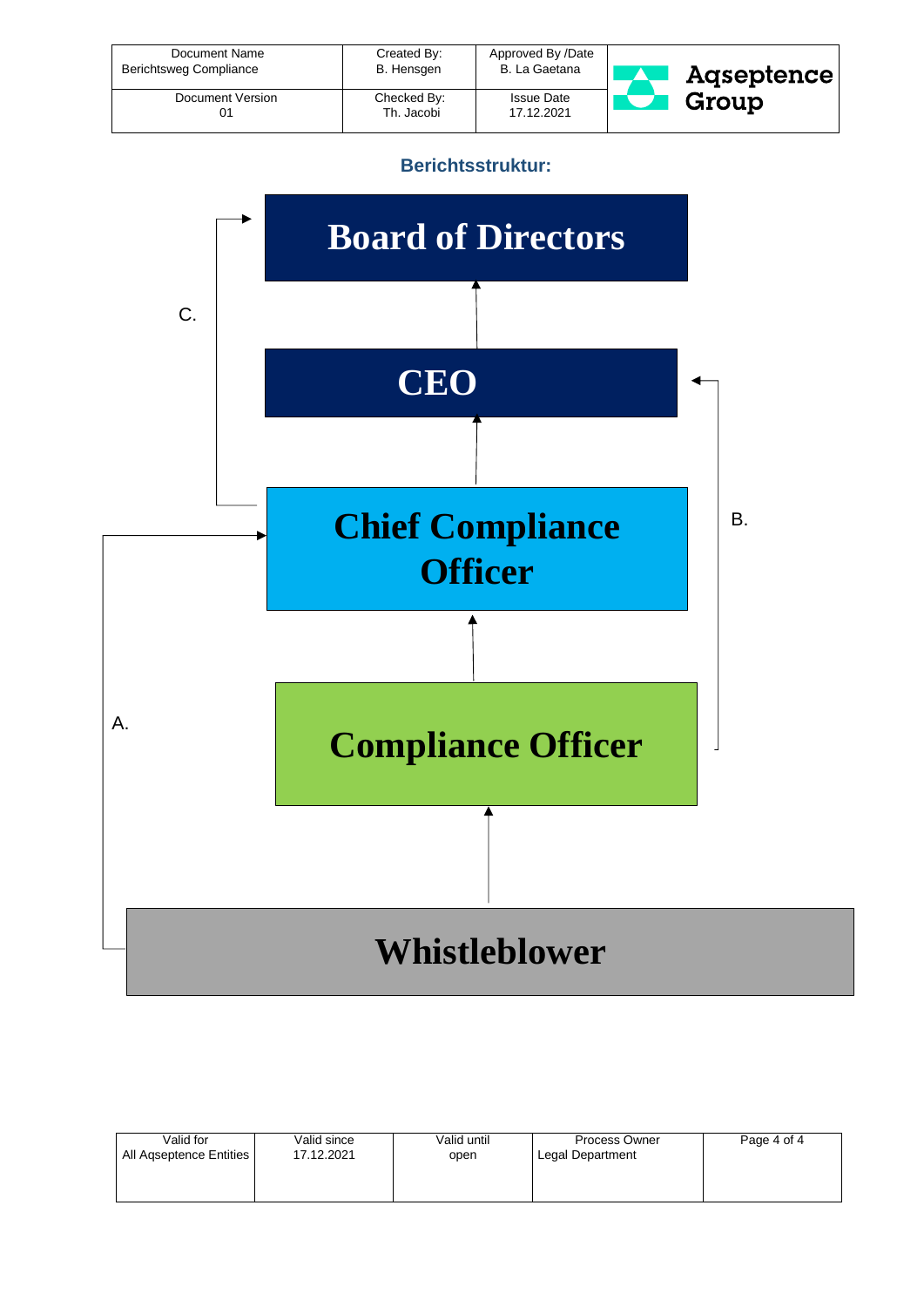### Berichtsstruktur:

Board of Directors

CEO

Chief Compliance Officer

Compliance Officer

Whistleblower

A.

B.

C.